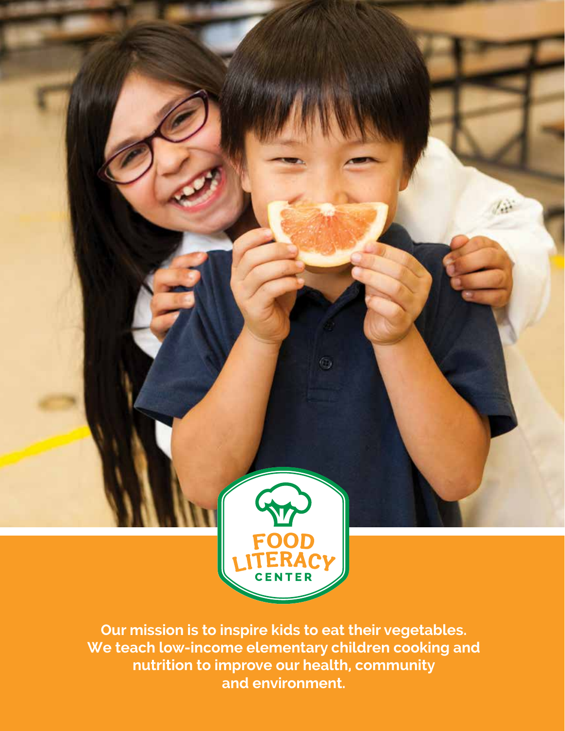FOOD LITERACY CENTER

**Our mission is to inspire kids to eat their vegetables. We teach low-income elementary children cooking and nutrition to improve our health, community and environment.**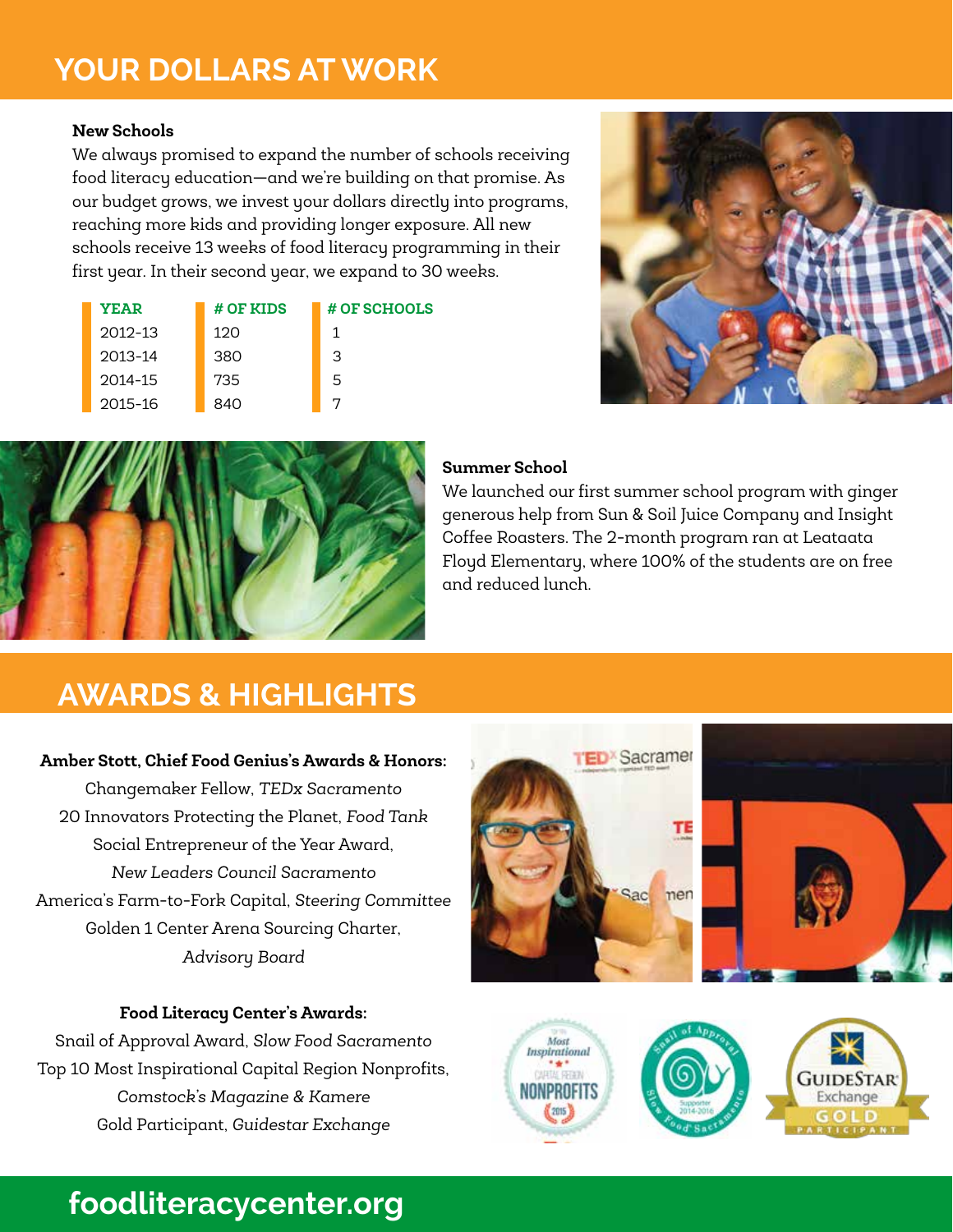# YOUR DOLLARS AT WORK

**New Schools**

We always promised to expand the number of schools receiving food literacy education—and we're building on that promise. As our budget grows, we invest your dollars directly into programs, reaching more kids and providing longer exposure. All new schools receive 13 weeks of food literacy programming in their first year. In their second year, we expand to 30 weeks.

| YEAR | # OF KIDS | # OF SCHOOLS |
|---|---|---|
| 2012-13 | 120 | 1 |
| 2013-14 | 380 | 3 |
| 2014-15 | 735 | 5 |
| 2015-16 | 840 | 7 |

**Summer School**

We launched our first summer school program with ginger generous help from Sun & Soil Juice Company and Insight Coffee Roasters. The 2-month program ran at Leataata Floyd Elementary, where 100% of the students are on free and reduced lunch.

# AWARDS & HIGHLIGHTS

**Amber Stott, Chief Food Genius's Awards & Honors:**

Changemaker Fellow, *TEDx Sacramento*
20 Innovators Protecting the Planet, *Food Tank*
Social Entrepreneur of the Year Award, *New Leaders Council Sacramento*
America's Farm-to-Fork Capital, *Steering Committee*
Golden 1 Center Arena Sourcing Charter, *Advisory Board*

**Food Literacy Center's Awards:**

Snail of Approval Award, *Slow Food Sacramento*
Top 10 Most Inspirational Capital Region Nonprofits, *Comstock's Magazine & Kamere*
Gold Participant, *Guidestar Exchange*

**foodliteracycenter.org**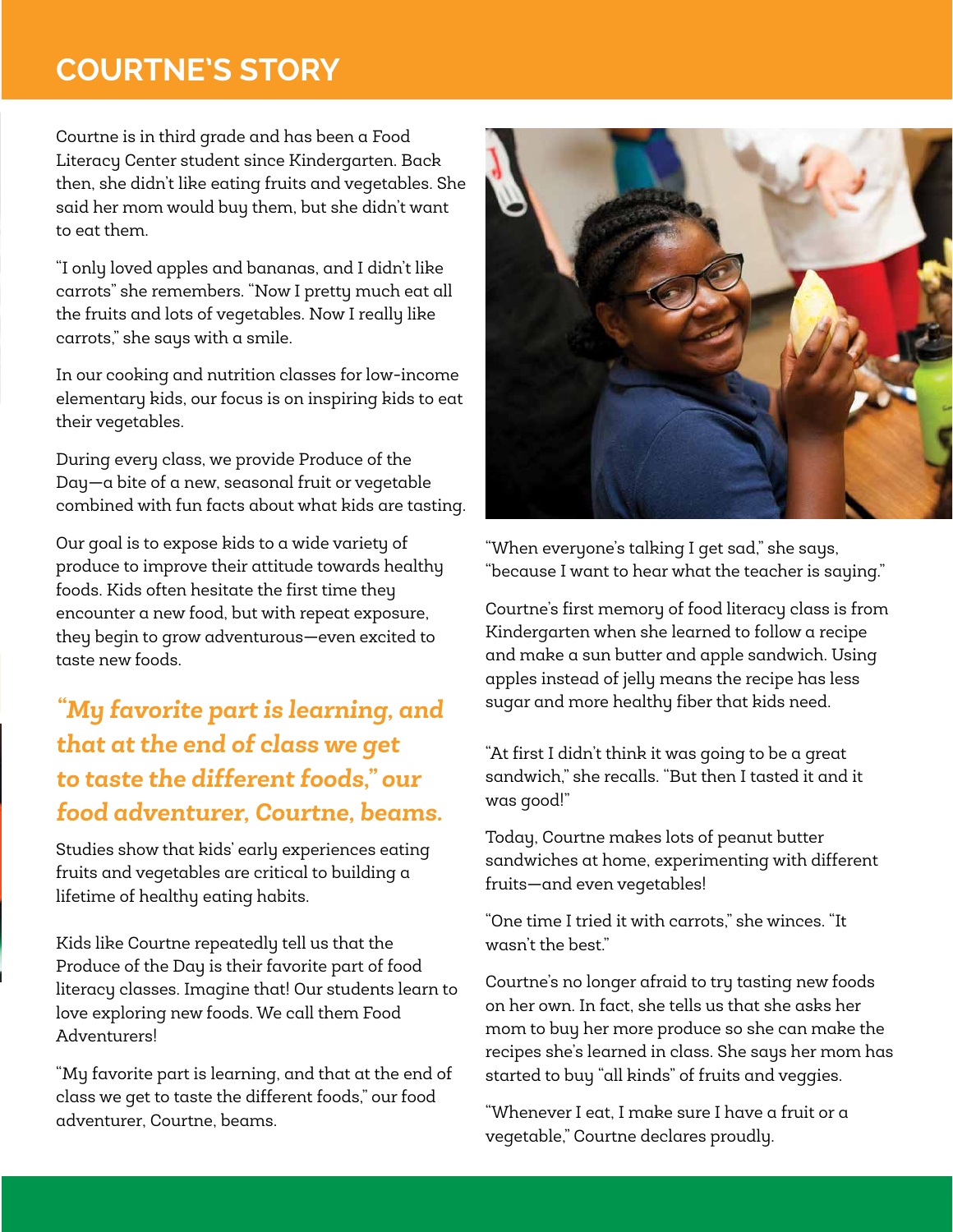# COURTNE'S STORY

Courtne is in third grade and has been a Food Literacy Center student since Kindergarten. Back then, she didn't like eating fruits and vegetables. She said her mom would buy them, but she didn't want to eat them.

"I only loved apples and bananas, and I didn't like carrots" she remembers. "Now I pretty much eat all the fruits and lots of vegetables. Now I really like carrots," she says with a smile.

In our cooking and nutrition classes for low-income elementary kids, our focus is on inspiring kids to eat their vegetables.

During every class, we provide Produce of the Day—a bite of a new, seasonal fruit or vegetable combined with fun facts about what kids are tasting.

Our goal is to expose kids to a wide variety of produce to improve their attitude towards healthy foods. Kids often hesitate the first time they encounter a new food, but with repeat exposure, they begin to grow adventurous—even excited to taste new foods.

***"My favorite part is learning, and that at the end of class we get to taste the different foods," our food adventurer, Courtne, beams.***

Studies show that kids' early experiences eating fruits and vegetables are critical to building a lifetime of healthy eating habits.

Kids like Courtne repeatedly tell us that the Produce of the Day is their favorite part of food literacy classes. Imagine that! Our students learn to love exploring new foods. We call them Food Adventurers!

"My favorite part is learning, and that at the end of class we get to taste the different foods," our food adventurer, Courtne, beams.

"When everyone's talking I get sad," she says, "because I want to hear what the teacher is saying."

Courtne's first memory of food literacy class is from Kindergarten when she learned to follow a recipe and make a sun butter and apple sandwich. Using apples instead of jelly means the recipe has less sugar and more healthy fiber that kids need.

"At first I didn't think it was going to be a great sandwich," she recalls. "But then I tasted it and it was good!"

Today, Courtne makes lots of peanut butter sandwiches at home, experimenting with different fruits—and even vegetables!

"One time I tried it with carrots," she winces. "It wasn't the best."

Courtne's no longer afraid to try tasting new foods on her own. In fact, she tells us that she asks her mom to buy her more produce so she can make the recipes she's learned in class. She says her mom has started to buy "all kinds" of fruits and veggies.

"Whenever I eat, I make sure I have a fruit or a vegetable," Courtne declares proudly.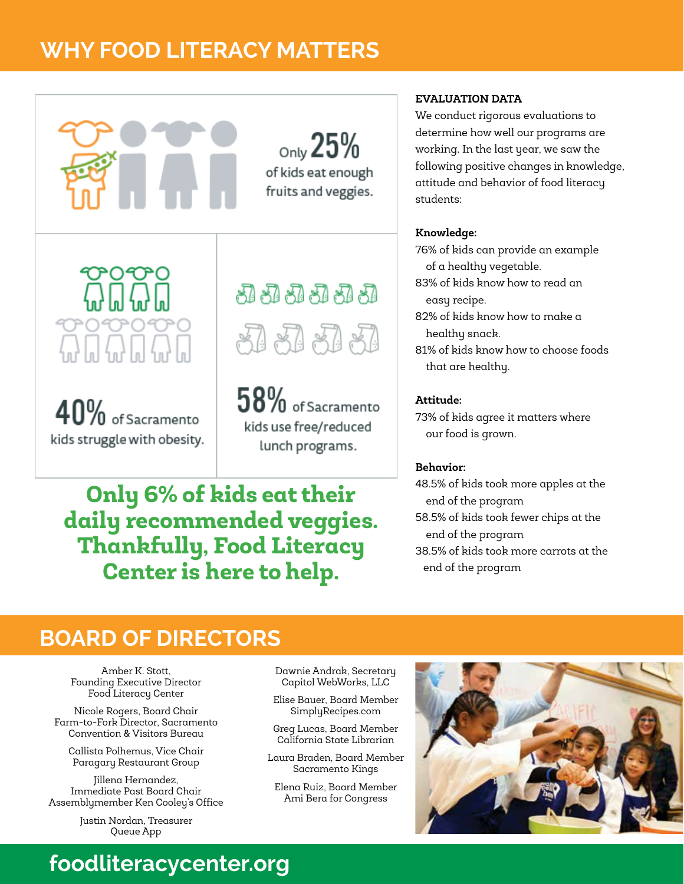## WHY FOOD LITERACY MATTERS

Only **25%** of kids eat enough fruits and veggies.

**40%** of Sacramento kids struggle with obesity.

**58%** of Sacramento kids use free/reduced lunch programs.

**Only 6% of kids eat their daily recommended veggies. Thankfully, Food Literacy Center is here to help.**

### EVALUATION DATA

We conduct rigorous evaluations to determine how well our programs are working. In the last year, we saw the following positive changes in knowledge, attitude and behavior of food literacy students:

**Knowledge:**

- 76% of kids can provide an example of a healthy vegetable.
- 83% of kids know how to read an easy recipe.
- 82% of kids know how to make a healthy snack.
- 81% of kids know how to choose foods that are healthy.

**Attitude:**

- 73% of kids agree it matters where our food is grown.

**Behavior:**

- 48.5% of kids took more apples at the end of the program
- 58.5% of kids took fewer chips at the end of the program
- 38.5% of kids took more carrots at the end of the program

## BOARD OF DIRECTORS

Amber K. Stott, Founding Executive Director
Food Literacy Center

Nicole Rogers, Board Chair
Farm-to-Fork Director, Sacramento Convention & Visitors Bureau

Callista Polhemus, Vice Chair
Paragary Restaurant Group

Jillena Hernandez, Immediate Past Board Chair
Assemblymember Ken Cooley's Office

Justin Nordan, Treasurer
Queue App

Dawnie Andrak, Secretary
Capitol WebWorks, LLC

Elise Bauer, Board Member
SimplyRecipes.com

Greg Lucas, Board Member
California State Librarian

Laura Braden, Board Member
Sacramento Kings

Elena Ruiz, Board Member
Ami Bera for Congress

**foodliteracycenter.org**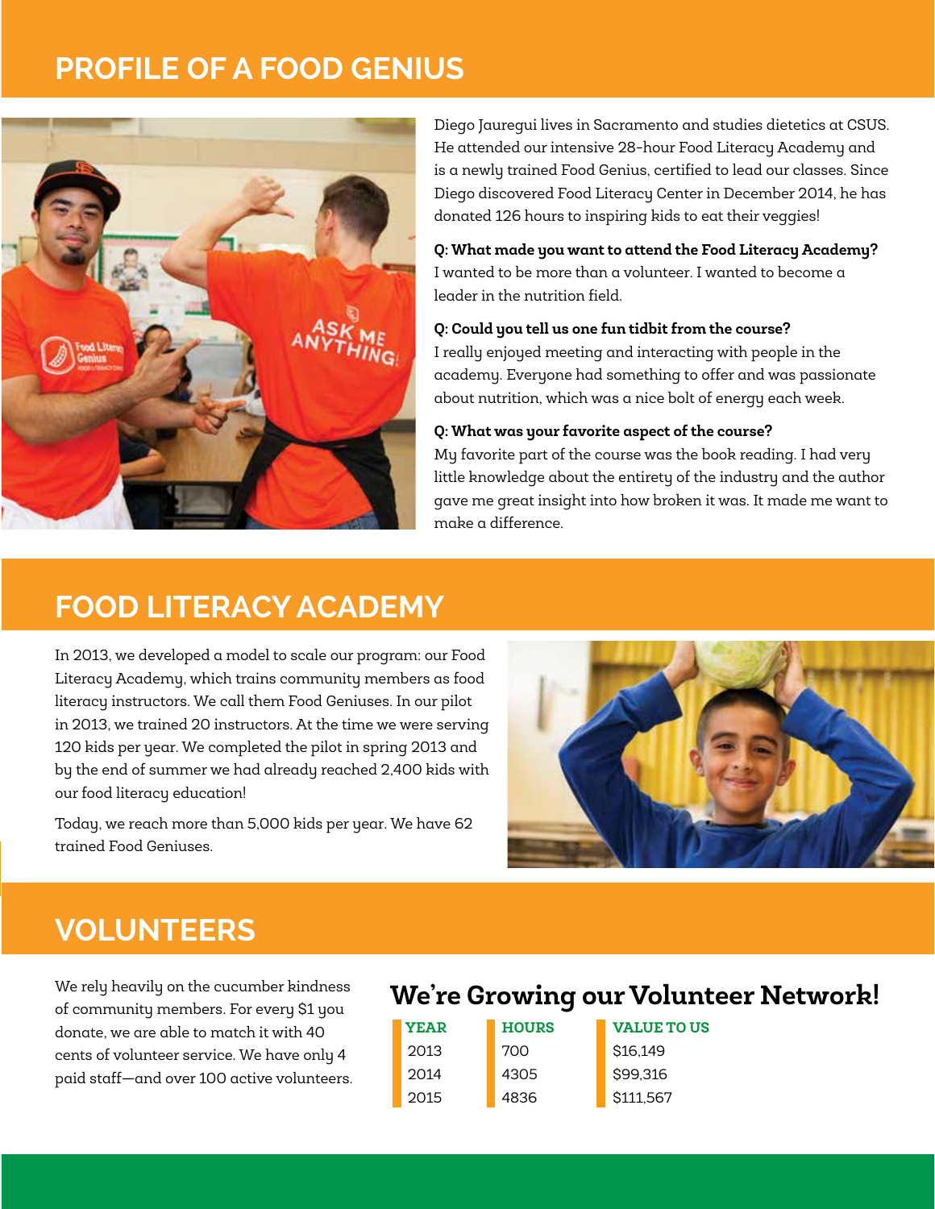## PROFILE OF A FOOD GENIUS

Diego Jauregui lives in Sacramento and studies dietetics at CSUS. He attended our intensive 28-hour Food Literacy Academy and is a newly trained Food Genius, certified to lead our classes. Since Diego discovered Food Literacy Center in December 2014, he has donated 126 hours to inspiring kids to eat their veggies!

**Q: What made you want to attend the Food Literacy Academy?**
I wanted to be more than a volunteer. I wanted to become a leader in the nutrition field.

**Q: Could you tell us one fun tidbit from the course?**
I really enjoyed meeting and interacting with people in the academy. Everyone had something to offer and was passionate about nutrition, which was a nice bolt of energy each week.

**Q: What was your favorite aspect of the course?**
My favorite part of the course was the book reading. I had very little knowledge about the entirety of the industry and the author gave me great insight into how broken it was. It made me want to make a difference.

## FOOD LITERACY ACADEMY

In 2013, we developed a model to scale our program: our Food Literacy Academy, which trains community members as food literacy instructors. We call them Food Geniuses. In our pilot in 2013, we trained 20 instructors. At the time we were serving 120 kids per year. We completed the pilot in spring 2013 and by the end of summer we had already reached 2,400 kids with our food literacy education!

Today, we reach more than 5,000 kids per year. We have 62 trained Food Geniuses.

## VOLUNTEERS

We rely heavily on the cucumber kindness of community members. For every $1 you donate, we are able to match it with 40 cents of volunteer service. We have only 4 paid staff—and over 100 active volunteers.

### We're Growing our Volunteer Network!

| YEAR | HOURS | VALUE TO US |
|---|---|---|
| 2013 | 700 | $16,149 |
| 2014 | 4305 | $99,316 |
| 2015 | 4836 | $111,567 |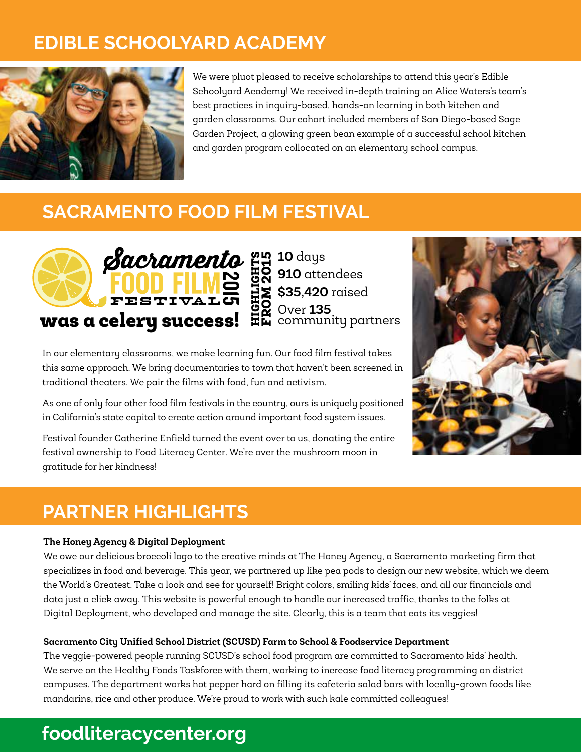## EDIBLE SCHOOLYARD ACADEMY

We were pluot pleased to receive scholarships to attend this year's Edible Schoolyard Academy! We received in-depth training on Alice Waters's team's best practices in inquiry-based, hands-on learning in both kitchen and garden classrooms. Our cohort included members of San Diego-based Sage Garden Project, a glowing green bean example of a successful school kitchen and garden program collocated on an elementary school campus.

## SACRAMENTO FOOD FILM FESTIVAL

Sacramento FOOD FILM FESTIVAL 2015 **was a celery success!**

**HIGHLIGHTS FROM 2015**

- **10** days
- **910** attendees
- **$35,420** raised
- Over **135** community partners

In our elementary classrooms, we make learning fun. Our food film festival takes this same approach. We bring documentaries to town that haven't been screened in traditional theaters. We pair the films with food, fun and activism.

As one of only four other food film festivals in the country, ours is uniquely positioned in California's state capital to create action around important food system issues.

Festival founder Catherine Enfield turned the event over to us, donating the entire festival ownership to Food Literacy Center. We're over the mushroom moon in gratitude for her kindness!

## PARTNER HIGHLIGHTS

**The Honey Agency & Digital Deployment**

We owe our delicious broccoli logo to the creative minds at The Honey Agency, a Sacramento marketing firm that specializes in food and beverage. This year, we partnered up like pea pods to design our new website, which we deem the World's Greatest. Take a look and see for yourself! Bright colors, smiling kids' faces, and all our financials and data just a click away. This website is powerful enough to handle our increased traffic, thanks to the folks at Digital Deployment, who developed and manage the site. Clearly, this is a team that eats its veggies!

**Sacramento City Unified School District (SCUSD) Farm to School & Foodservice Department**

The veggie-powered people running SCUSD's school food program are committed to Sacramento kids' health. We serve on the Healthy Foods Taskforce with them, working to increase food literacy programming on district campuses. The department works hot pepper hard on filling its cafeteria salad bars with locally-grown foods like mandarins, rice and other produce. We're proud to work with such kale committed colleagues!

**foodliteracycenter.org**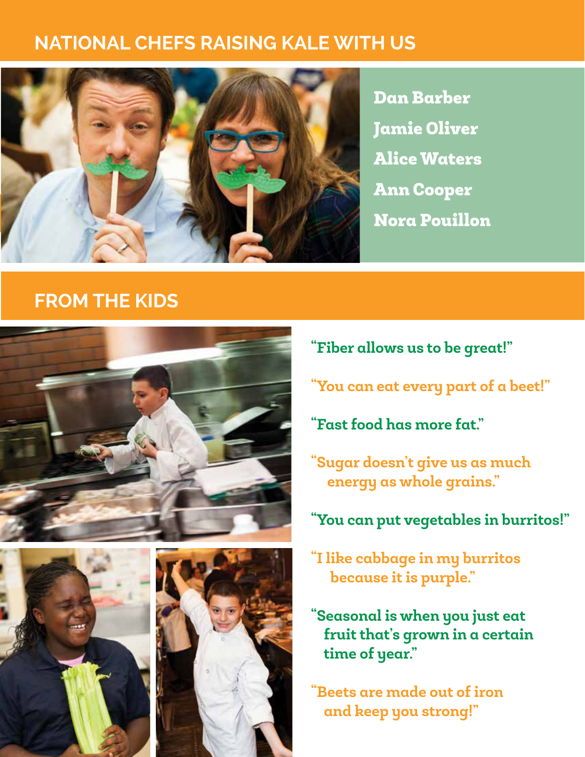## NATIONAL CHEFS RAISING KALE WITH US

**Dan Barber**

**Jamie Oliver**

**Alice Waters**

**Ann Cooper**

**Nora Pouillon**

## FROM THE KIDS

"Fiber allows us to be great!"

"You can eat every part of a beet!"

"Fast food has more fat."

"Sugar doesn't give us as much energy as whole grains."

"You can put vegetables in burritos!"

"I like cabbage in my burritos because it is purple."

"Seasonal is when you just eat fruit that's grown in a certain time of year."

"Beets are made out of iron and keep you strong!"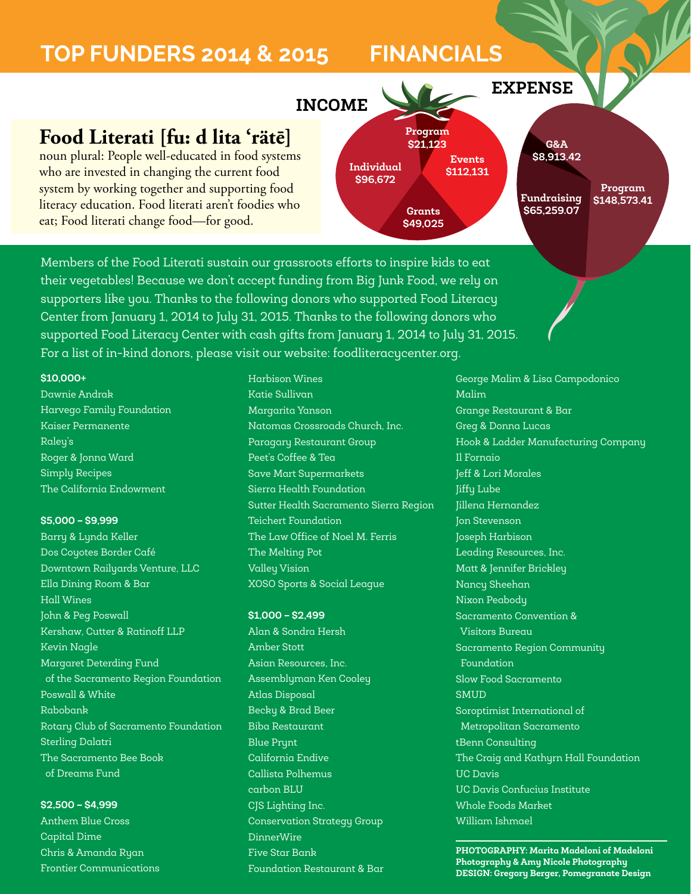## TOP FUNDERS 2014 & 2015

## FINANCIALS

INCOME

Program $21,123

Events $112,131

Individual $96,672

Grants $49,025

EXPENSE

G&A $8,913.42

Fundraising $65,259.07

Program $148,573.41

### Food Literati [fu: d lita ‘rätē]

noun plural: People well-educated in food systems who are invested in changing the current food system by working together and supporting food literacy education. Food literati aren't foodies who eat; Food literati change food—for good.

Members of the Food Literati sustain our grassroots efforts to inspire kids to eat their vegetables! Because we don't accept funding from Big Junk Food, we rely on supporters like you. Thanks to the following donors who supported Food Literacy Center from January 1, 2014 to July 31, 2015. Thanks to the following donors who supported Food Literacy Center with cash gifts from January 1, 2014 to July 31, 2015. For a list of in-kind donors, please visit our website: foodliteracycenter.org.

**$10,000+**

Dawnie Andrak
Harvego Family Foundation
Kaiser Permanente
Raley's
Roger & Jonna Ward
Simply Recipes
The California Endowment

**$5,000 – $9,999**

Barry & Lynda Keller
Dos Coyotes Border Café
Downtown Railyards Venture, LLC
Ella Dining Room & Bar
Hall Wines
John & Peg Poswall
Kershaw, Cutter & Ratinoff LLP
Kevin Nagle
Margaret Deterding Fund of the Sacramento Region Foundation
Poswall & White
Rabobank
Rotary Club of Sacramento Foundation
Sterling Dalatri
The Sacramento Bee Book of Dreams Fund

**$2,500 – $4,999**

Anthem Blue Cross
Capital Dime
Chris & Amanda Ryan
Frontier Communications
Harbison Wines
Katie Sullivan
Margarita Yanson
Natomas Crossroads Church, Inc.
Paragary Restaurant Group
Peet's Coffee & Tea
Save Mart Supermarkets
Sierra Health Foundation
Sutter Health Sacramento Sierra Region
Teichert Foundation
The Law Office of Noel M. Ferris
The Melting Pot
Valley Vision
XOSO Sports & Social League

**$1,000 – $2,499**

Alan & Sondra Hersh
Amber Stott
Asian Resources, Inc.
Assemblyman Ken Cooley
Atlas Disposal
Becky & Brad Beer
Biba Restaurant
Blue Prynt
California Endive
Callista Polhemus
carbon BLU
CJS Lighting Inc.
Conservation Strategy Group
DinnerWire
Five Star Bank
Foundation Restaurant & Bar
George Malim & Lisa Campodonico Malim
Grange Restaurant & Bar
Greg & Donna Lucas
Hook & Ladder Manufacturing Company
Il Fornaio
Jeff & Lori Morales
Jiffy Lube
Jillena Hernandez
Jon Stevenson
Joseph Harbison
Leading Resources, Inc.
Matt & Jennifer Brickley
Nancy Sheehan
Nixon Peabody
Sacramento Convention & Visitors Bureau
Sacramento Region Community Foundation
Slow Food Sacramento
SMUD
Soroptimist International of Metropolitan Sacramento
tBenn Consulting
The Craig and Kathyrn Hall Foundation
UC Davis
UC Davis Confucius Institute
Whole Foods Market
William Ishmael

**PHOTOGRAPHY: Marita Madeloni of Madeloni Photography & Amy Nicole Photography**
**DESIGN: Gregory Berger, Pomegranate Design**